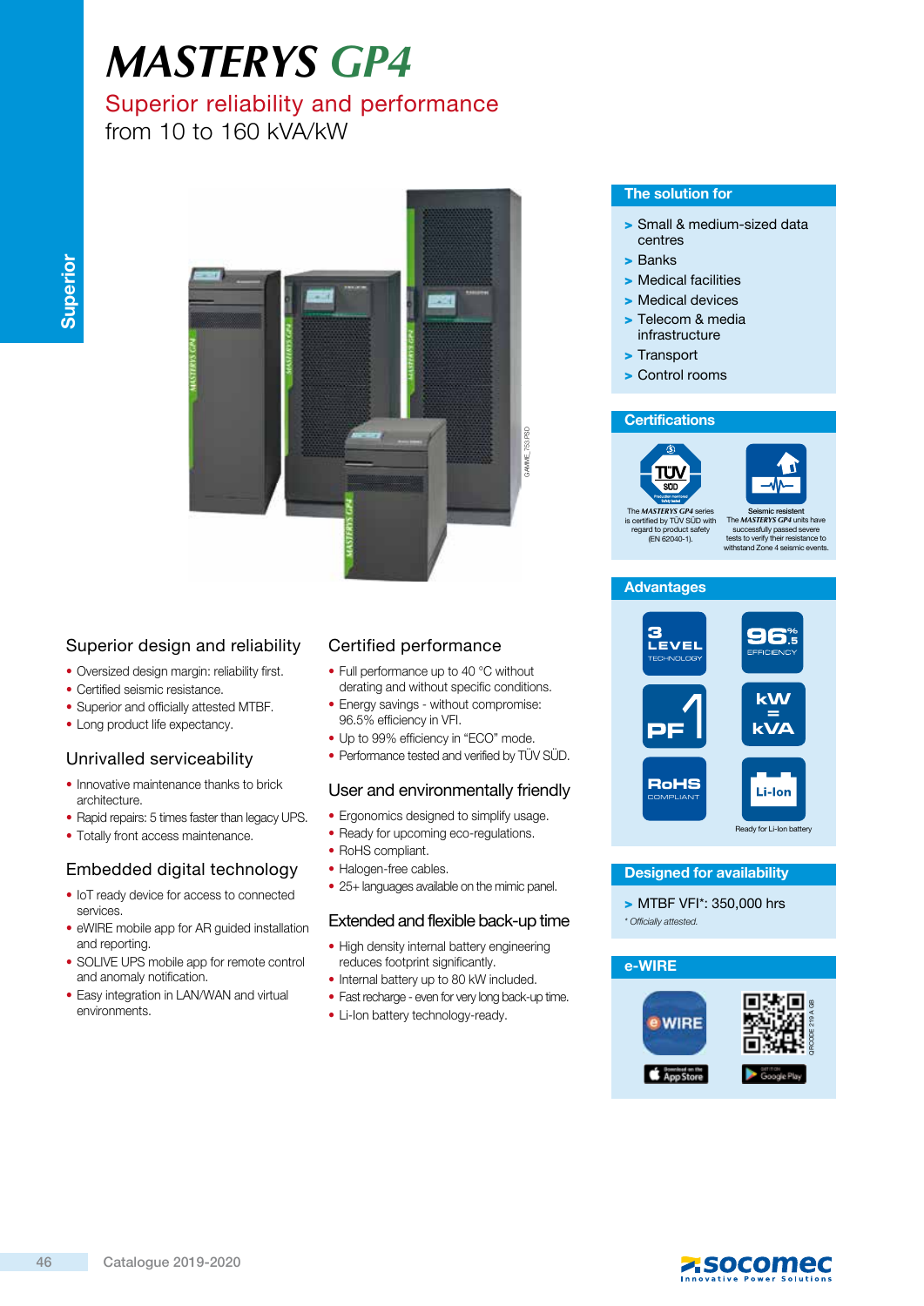# MASTERYS GP4

## Superior reliability and performance
from 10 to 160 kVA/kW

### Superior design and reliability

- Oversized design margin: reliability first.
- Certified seismic resistance.
- Superior and officially attested MTBF.
- Long product life expectancy.

### Unrivalled serviceability

- Innovative maintenance thanks to brick architecture.
- Rapid repairs: 5 times faster than legacy UPS.
- Totally front access maintenance.

### Embedded digital technology

- IoT ready device for access to connected services.
- eWIRE mobile app for AR guided installation and reporting.
- SOLIVE UPS mobile app for remote control and anomaly notification.
- Easy integration in LAN/WAN and virtual environments.

### Certified performance

- Full performance up to 40 °C without derating and without specific conditions.
- Energy savings - without compromise: 96.5% efficiency in VFI.
- Up to 99% efficiency in "ECO" mode.
- Performance tested and verified by TÜV SÜD.

### User and environmentally friendly

- Ergonomics designed to simplify usage.
- Ready for upcoming eco-regulations.
- RoHS compliant.
- Halogen-free cables.
- 25+ languages available on the mimic panel.

### Extended and flexible back-up time

- High density internal battery engineering reduces footprint significantly.
- Internal battery up to 80 kW included.
- Fast recharge - even for very long back-up time.
- Li-Ion battery technology-ready.

### The solution for

- Small & medium-sized data centres
- Banks
- Medical facilities
- Medical devices
- Telecom & media infrastructure
- Transport
- Control rooms

### Certifications

The *MASTERYS GP4* series is certified by TÜV SÜD with regard to product safety (EN 62040-1).

**Seismic resistent**
The *MASTERYS GP4* units have successfully passed severe tests to verify their resistance to withstand Zone 4 seismic events.

### Advantages

- 3 LEVEL TECHNOLOGY
- 96.5% EFFICIENCY
- PF 1
- kW = kVA
- RoHS COMPLIANT
- Li-Ion — Ready for Li-Ion battery

### Designed for availability

- MTBF VFI*: 350,000 hrs

*\* Officially attested.*

### e-WIRE

eWIRE — Download on the App Store — GET IT ON Google Play

QRCODE 219 A GB

Catalogue 2019-2020

socomec — Innovative Power Solutions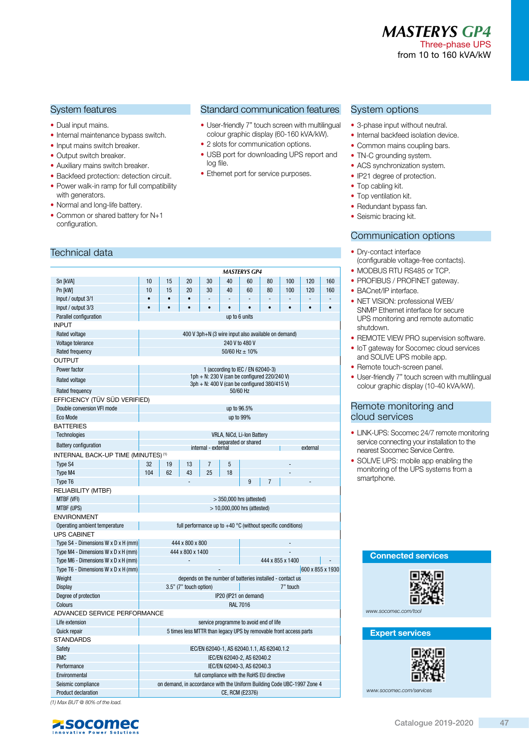# MASTERYS GP4

Three-phase UPS
from 10 to 160 kVA/kW

## System features

- Dual input mains.
- Internal maintenance bypass switch.
- Input mains switch breaker.
- Output switch breaker.
- Auxiliary mains switch breaker.
- Backfeed protection: detection circuit.
- Power walk-in ramp for full compatibility with generators.
- Normal and long-life battery.
- Common or shared battery for N+1 configuration.

## Standard communication features

- User-friendly 7" touch screen with multilingual colour graphic display (60-160 kVA/kW).
- 2 slots for communication options.
- USB port for downloading UPS report and log file.
- Ethernet port for service purposes.

## System options

- 3-phase input without neutral.
- Internal backfeed isolation device.
- Common mains coupling bars.
- TN-C grounding system.
- ACS synchronization system.
- IP21 degree of protection.
- Top cabling kit.
- Top ventilation kit.
- Redundant bypass fan.
- Seismic bracing kit.

## Communication options

- Dry-contact interface (configurable voltage-free contacts).
- MODBUS RTU RS485 or TCP.
- PROFIBUS / PROFINET gateway.
- BACnet/IP interface.
- NET VISION: professional WEB/ SNMP Ethernet interface for secure UPS monitoring and remote automatic shutdown.
- REMOTE VIEW PRO supervision software.
- IoT gateway for Socomec cloud services and SOLIVE UPS mobile app.
- Remote touch-screen panel.
- User-friendly 7" touch screen with multilingual colour graphic display (10-40 kVA/kW).

## Remote monitoring and cloud services

- LINK-UPS: Socomec 24/7 remote monitoring service connecting your installation to the nearest Socomec Service Centre.
- SOLIVE UPS: mobile app enabling the monitoring of the UPS systems from a smartphone.

## Technical data

| | *MASTERYS GP4* | | | | | | | | | |
|---|---|---|---|---|---|---|---|---|---|---|
| Sn [kVA] | 10 | 15 | 20 | 30 | 40 | 60 | 80 | 100 | 120 | 160 |
| Pn [kW] | 10 | 15 | 20 | 30 | 40 | 60 | 80 | 100 | 120 | 160 |
| Input / output 3/1 | • | • | • | - | - | - | - | - | - | - |
| Input / output 3/3 | • | • | • | • | • | • | • | • | • | • |
| Parallel configuration | up to 6 units | | | | | | | | | |
| **INPUT** | | | | | | | | | | |
| Rated voltage | 400 V 3ph+N (3 wire input also available on demand) | | | | | | | | | |
| Voltage tolerance | 240 V to 480 V | | | | | | | | | |
| Rated frequency | 50/60 Hz ± 10% | | | | | | | | | |
| **OUTPUT** | | | | | | | | | | |
| Power factor | 1 (according to IEC / EN 62040-3) | | | | | | | | | |
| Rated voltage | 1ph + N: 230 V (can be configured 220/240 V) 3ph + N: 400 V (can be configured 380/415 V) | | | | | | | | | |
| Rated frequency | 50/60 Hz | | | | | | | | | |
| **EFFICIENCY (TÜV SÜD VERIFIED)** | | | | | | | | | | |
| Double conversion VFI mode | up to 96.5% | | | | | | | | | |
| Eco Mode | up to 99% | | | | | | | | | |
| **BATTERIES** | | | | | | | | | | |
| Technologies | VRLA, NiCd, Li-Ion Battery | | | | | | | | | |
| Battery configuration | separated or shared | | | | | | | | | |
| | internal - external | | | | | | | external | | |
| **INTERNAL BACK-UP TIME (MINUTES)** [1] | | | | | | | | | | |
| Type S4 | 32 | 19 | 13 | 7 | 5 | - | | | | |
| Type M4 | 104 | 62 | 43 | 25 | 18 | - | | | | |
| Type T6 | - | | | | | 9 | 7 | - | | |
| **RELIABILITY (MTBF)** | | | | | | | | | | |
| MTBF (VFI) | > 350,000 hrs (attested) | | | | | | | | | |
| MTBF (UPS) | > 10,000,000 hrs (attested) | | | | | | | | | |
| **ENVIRONMENT** | | | | | | | | | | |
| Operating ambient temperature | full performance up to +40 °C (without specific conditions) | | | | | | | | | |
| **UPS CABINET** | | | | | | | | | | |
| Type S4 - Dimensions W x D x H (mm) | 444 x 800 x 800 | | | | | - | | | | |
| Type M4 - Dimensions W x D x H (mm) | 444 x 800 x 1400 | | | | | - | | | | |
| Type M6 - Dimensions W x D x H (mm) | - | | | | | 444 x 855 x 1400 | | | | - |
| Type T6 - Dimensions W x D x H (mm) | - | | | | | | | | 600 x 855 x 1930 | |
| Weight | depends on the number of batteries installed - contact us | | | | | | | | | |
| Display | 3.5" (7" touch option) | | | | | 7" touch | | | | |
| Degree of protection | IP20 (IP21 on demand) | | | | | | | | | |
| Colours | RAL 7016 | | | | | | | | | |
| **ADVANCED SERVICE PERFORMANCE** | | | | | | | | | | |
| Life extension | service programme to avoid end of life | | | | | | | | | |
| Quick repair | 5 times less MTTR than legacy UPS by removable front access parts | | | | | | | | | |
| **STANDARDS** | | | | | | | | | | |
| Safety | IEC/EN 62040-1, AS 62040.1.1, AS 62040.1.2 | | | | | | | | | |
| EMC | IEC/EN 62040-2, AS 62040.2 | | | | | | | | | |
| Performance | IEC/EN 62040-3, AS 62040.3 | | | | | | | | | |
| Environmental | full compliance with the RoHS EU directive | | | | | | | | | |
| Seismic compliance | on demand, in accordance with the Uniform Building Code UBC-1997 Zone 4 | | | | | | | | | |
| Product declaration | CE, RCM (E2376) | | | | | | | | | |

*(1) Max BUT @ 80% of the load.*

**Connected services**

www.socomec.com/tool

**Expert services**

www.socomec.com/services

Catalogue 2019-2020